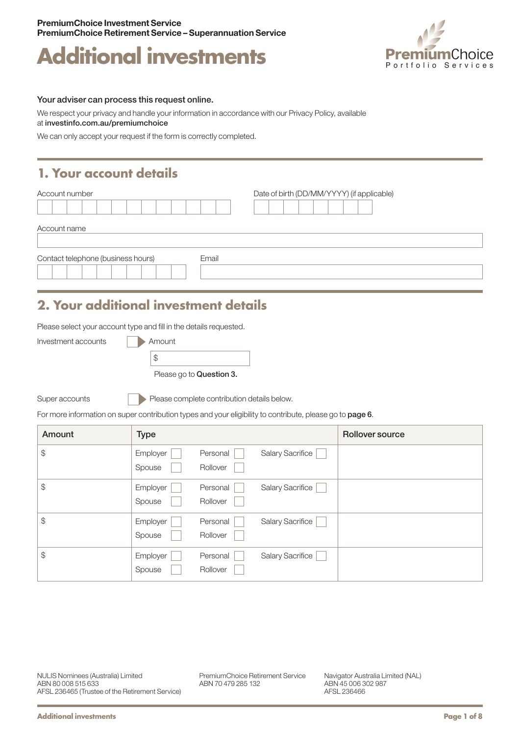PremiumChoice Investment Service
PremiumChoice Retirement Service – Superannuation Service

# Additional investments

PremiumChoice
Portfolio Services

**Your adviser can process this request online.**

We respect your privacy and handle your information in accordance with our Privacy Policy, available at **investinfo.com.au/premiumchoice**

We can only accept your request if the form is correctly completed.

## 1. Your account details

Account number

Date of birth (DD/MM/YYYY) (if applicable)

Account name

Contact telephone (business hours)

Email

## 2. Your additional investment details

Please select your account type and fill in the details requested.

Investment accounts ☐ Amount

$

Please go to **Question 3.**

Super accounts ☐ Please complete contribution details below.

For more information on super contribution types and your eligibility to contribute, please go to **page 6**.

| Amount | Type | Rollover source |
|---|---|---|
| $ | Employer ☐ Personal ☐ Salary Sacrifice ☐ Spouse ☐ Rollover ☐ | |
| $ | Employer ☐ Personal ☐ Salary Sacrifice ☐ Spouse ☐ Rollover ☐ | |
| $ | Employer ☐ Personal ☐ Salary Sacrifice ☐ Spouse ☐ Rollover ☐ | |
| $ | Employer ☐ Personal ☐ Salary Sacrifice ☐ Spouse ☐ Rollover ☐ | |

NULIS Nominees (Australia) Limited
ABN 80 008 515 633
AFSL 236465 (Trustee of the Retirement Service)

PremiumChoice Retirement Service
ABN 70 479 285 132

Navigator Australia Limited (NAL)
ABN 45 006 302 987
AFSL 236466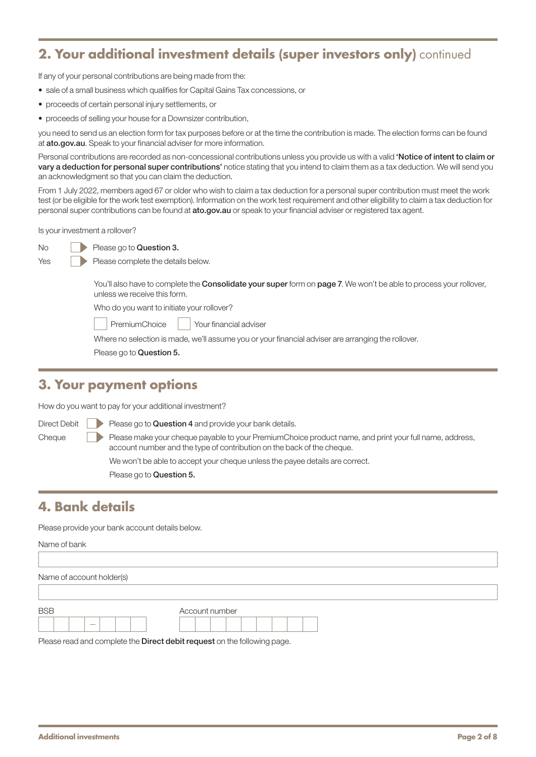## 2. Your additional investment details (super investors only) continued

If any of your personal contributions are being made from the:

- sale of a small business which qualifies for Capital Gains Tax concessions, or
- proceeds of certain personal injury settlements, or
- proceeds of selling your house for a Downsizer contribution,

you need to send us an election form for tax purposes before or at the time the contribution is made. The election forms can be found at **ato.gov.au**. Speak to your financial adviser for more information.

Personal contributions are recorded as non-concessional contributions unless you provide us with a valid **'Notice of intent to claim or vary a deduction for personal super contributions'** notice stating that you intend to claim them as a tax deduction. We will send you an acknowledgment so that you can claim the deduction.

From 1 July 2022, members aged 67 or older who wish to claim a tax deduction for a personal super contribution must meet the work test (or be eligible for the work test exemption). Information on the work test requirement and other eligibility to claim a tax deduction for personal super contributions can be found at **ato.gov.au** or speak to your financial adviser or registered tax agent.

Is your investment a rollover?

- No ☐ Please go to **Question 3.**
- Yes ☐ Please complete the details below.

You'll also have to complete the **Consolidate your super** form on **page 7**. We won't be able to process your rollover, unless we receive this form.

Who do you want to initiate your rollover?

☐ PremiumChoice ☐ Your financial adviser

Where no selection is made, we'll assume you or your financial adviser are arranging the rollover.

Please go to **Question 5.**

## 3. Your payment options

How do you want to pay for your additional investment?

- Direct Debit ☐ Please go to **Question 4** and provide your bank details.
- Cheque ☐ Please make your cheque payable to your PremiumChoice product name, and print your full name, address, account number and the type of contribution on the back of the cheque.

We won't be able to accept your cheque unless the payee details are correct.

Please go to **Question 5.**

## 4. Bank details

Please provide your bank account details below.

Name of bank

Name of account holder(s)

BSB ☐☐☐ – ☐☐☐  Account number ☐☐☐☐☐☐☐☐☐

Please read and complete the **Direct debit request** on the following page.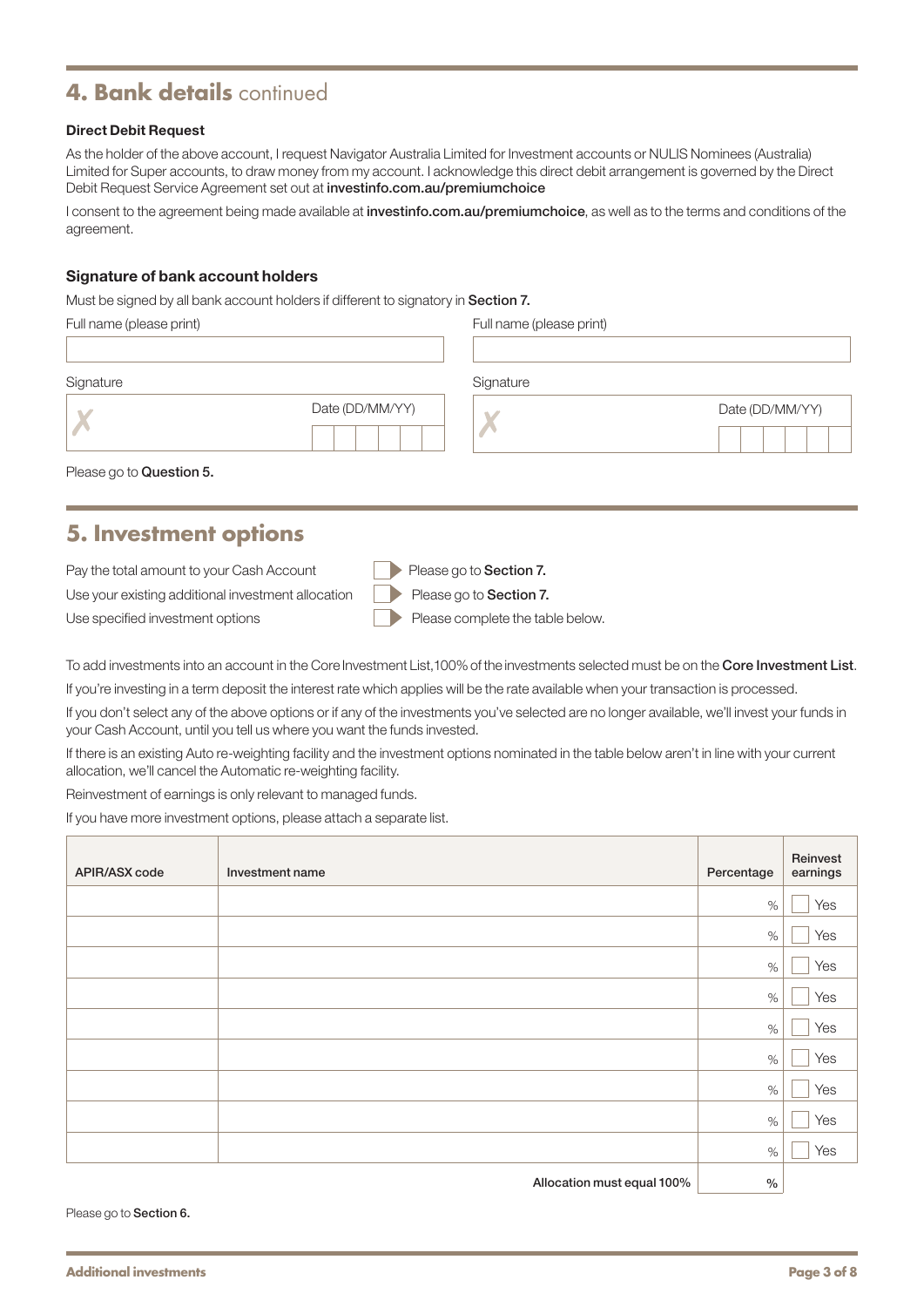## 4. Bank details continued

**Direct Debit Request**

As the holder of the above account, I request Navigator Australia Limited for Investment accounts or NULIS Nominees (Australia) Limited for Super accounts, to draw money from my account. I acknowledge this direct debit arrangement is governed by the Direct Debit Request Service Agreement set out at **investinfo.com.au/premiumchoice**

I consent to the agreement being made available at **investinfo.com.au/premiumchoice**, as well as to the terms and conditions of the agreement.

### Signature of bank account holders

Must be signed by all bank account holders if different to signatory in **Section 7.**

| Full name (please print) | Full name (please print) |
|---|---|
| | |
| **Signature** | **Signature** |
| ✗ Date (DD/MM/YY) | ✗ Date (DD/MM/YY) |

Please go to **Question 5.**

## 5. Investment options

- ☐ Pay the total amount to your Cash Account — Please go to **Section 7.**
- ☐ Use your existing additional investment allocation — Please go to **Section 7.**
- ☐ Use specified investment options — Please complete the table below.

To add investments into an account in the Core Investment List, 100% of the investments selected must be on the **Core Investment List**.

If you're investing in a term deposit the interest rate which applies will be the rate available when your transaction is processed.

If you don't select any of the above options or if any of the investments you've selected are no longer available, we'll invest your funds in your Cash Account, until you tell us where you want the funds invested.

If there is an existing Auto re-weighting facility and the investment options nominated in the table below aren't in line with your current allocation, we'll cancel the Automatic re-weighting facility.

Reinvestment of earnings is only relevant to managed funds.

If you have more investment options, please attach a separate list.

| APIR/ASX code | Investment name | Percentage | Reinvest earnings |
|---|---|---|---|
| | | % | ☐ Yes |
| | | % | ☐ Yes |
| | | % | ☐ Yes |
| | | % | ☐ Yes |
| | | % | ☐ Yes |
| | | % | ☐ Yes |
| | | % | ☐ Yes |
| | | % | ☐ Yes |
| | | % | ☐ Yes |
| | **Allocation must equal 100%** | % | |

Please go to **Section 6.**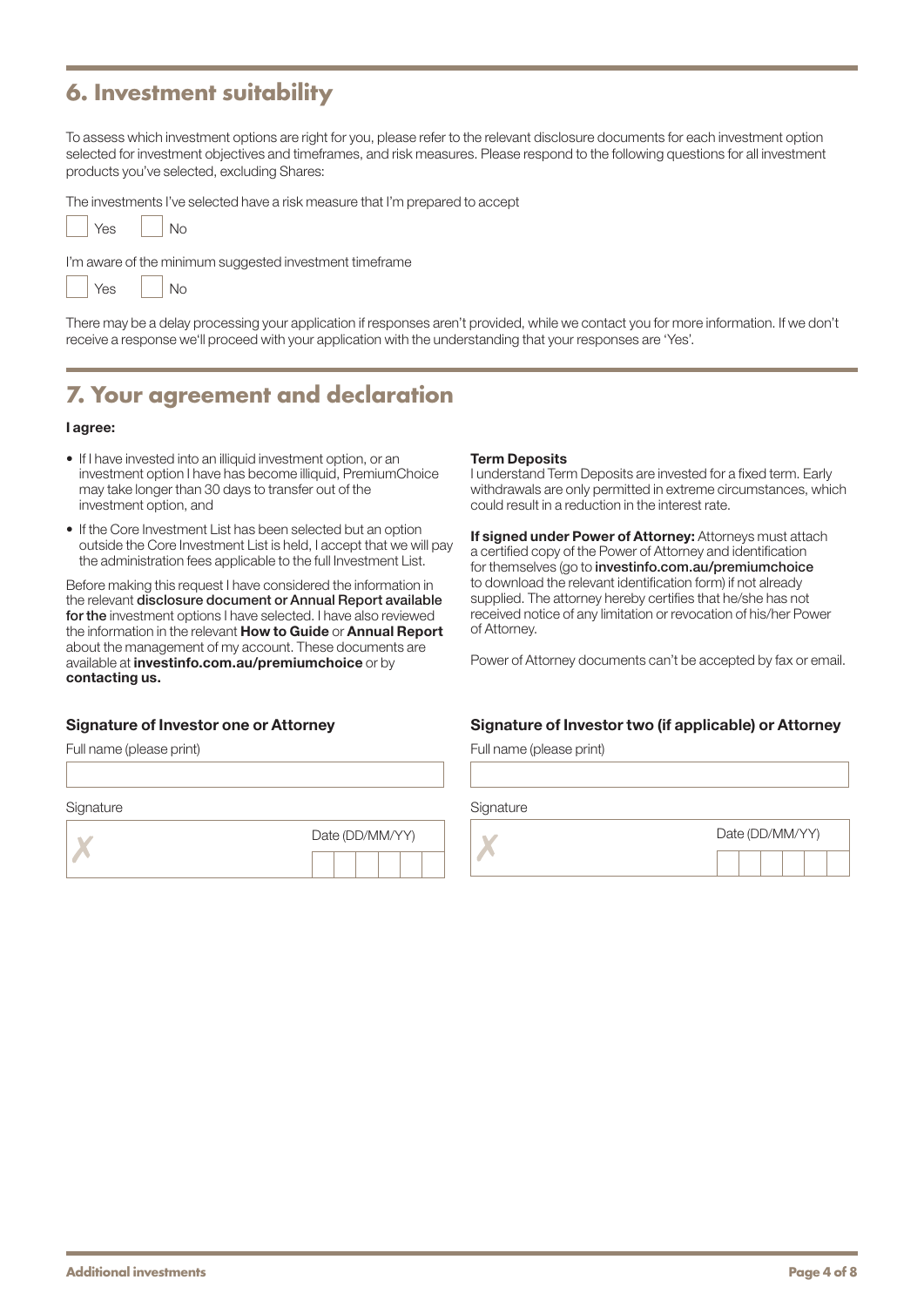## 6. Investment suitability

To assess which investment options are right for you, please refer to the relevant disclosure documents for each investment option selected for investment objectives and timeframes, and risk measures. Please respond to the following questions for all investment products you've selected, excluding Shares:

The investments I've selected have a risk measure that I'm prepared to accept

☐ Yes ☐ No

I'm aware of the minimum suggested investment timeframe

☐ Yes ☐ No

There may be a delay processing your application if responses aren't provided, while we contact you for more information. If we don't receive a response we'll proceed with your application with the understanding that your responses are 'Yes'.

## 7. Your agreement and declaration

**I agree:**

- If I have invested into an illiquid investment option, or an investment option I have has become illiquid, PremiumChoice may take longer than 30 days to transfer out of the investment option, and
- If the Core Investment List has been selected but an option outside the Core Investment List is held, I accept that we will pay the administration fees applicable to the full Investment List.

Before making this request I have considered the information in the relevant **disclosure document or Annual Report available for the** investment options I have selected. I have also reviewed the information in the relevant **How to Guide** or **Annual Report** about the management of my account. These documents are available at **investinfo.com.au/premiumchoice** or by **contacting us.**

**Term Deposits**
I understand Term Deposits are invested for a fixed term. Early withdrawals are only permitted in extreme circumstances, which could result in a reduction in the interest rate.

**If signed under Power of Attorney:** Attorneys must attach a certified copy of the Power of Attorney and identification for themselves (go to **investinfo.com.au/premiumchoice** to download the relevant identification form) if not already supplied. The attorney hereby certifies that he/she has not received notice of any limitation or revocation of his/her Power of Attorney.

Power of Attorney documents can't be accepted by fax or email.

### Signature of Investor one or Attorney

Full name (please print)

Signature ✗ Date (DD/MM/YY)

### Signature of Investor two (if applicable) or Attorney

Full name (please print)

Signature ✗ Date (DD/MM/YY)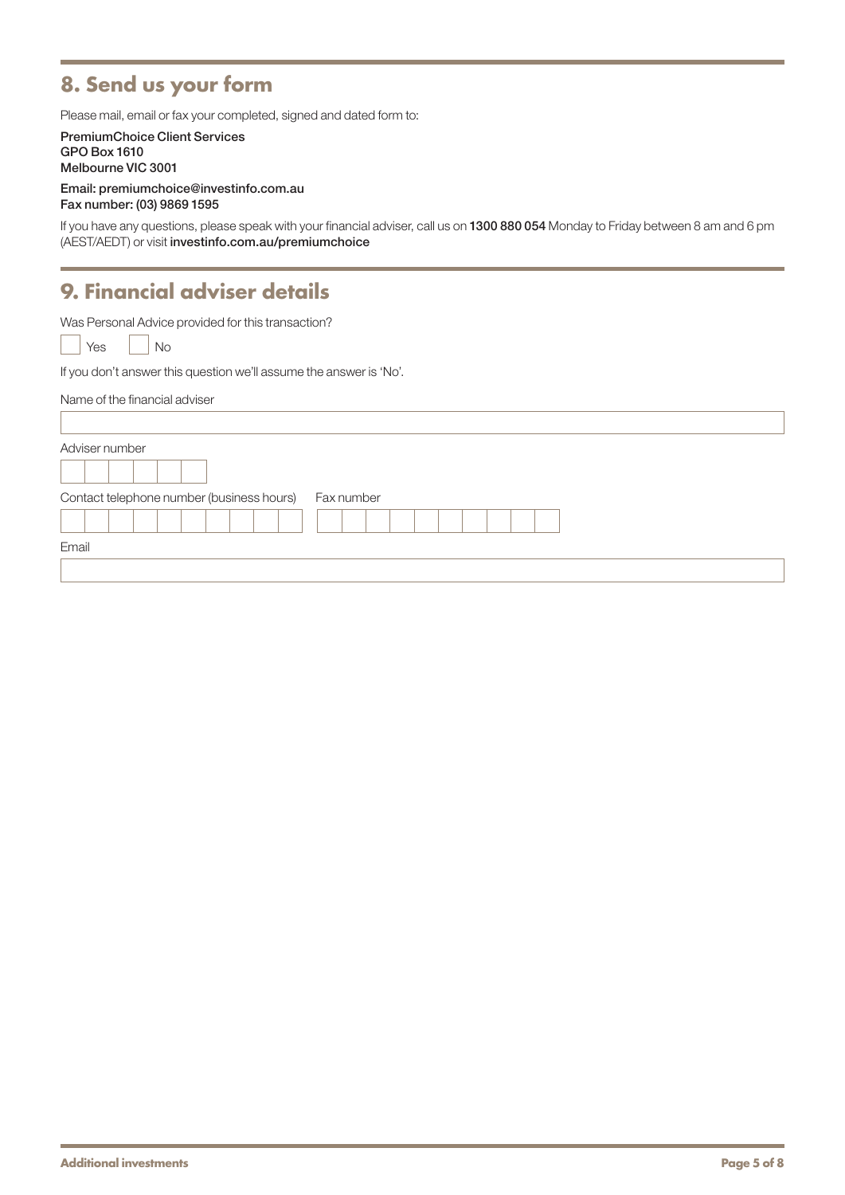## 8. Send us your form

Please mail, email or fax your completed, signed and dated form to:

**PremiumChoice Client Services**
**GPO Box 1610**
**Melbourne VIC 3001**

**Email: premiumchoice@investinfo.com.au**
**Fax number: (03) 9869 1595**

If you have any questions, please speak with your financial adviser, call us on **1300 880 054** Monday to Friday between 8 am and 6 pm (AEST/AEDT) or visit **investinfo.com.au/premiumchoice**

## 9. Financial adviser details

Was Personal Advice provided for this transaction?

☐ Yes ☐ No

If you don't answer this question we'll assume the answer is 'No'.

Name of the financial adviser

Adviser number

Contact telephone number (business hours)

Fax number

Email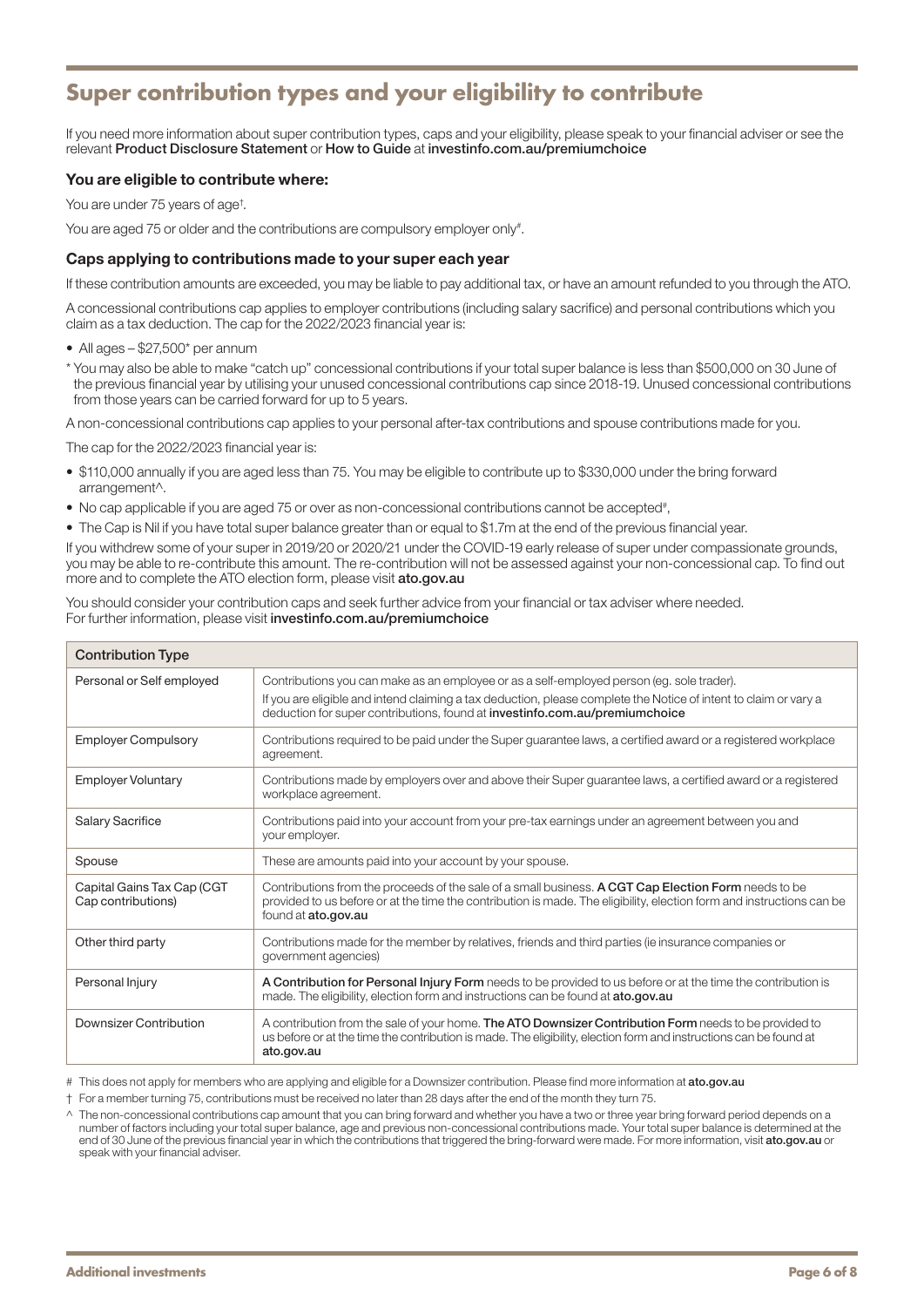# Super contribution types and your eligibility to contribute

If you need more information about super contribution types, caps and your eligibility, please speak to your financial adviser or see the relevant **Product Disclosure Statement** or **How to Guide** at **investinfo.com.au/premiumchoice**

### You are eligible to contribute where:

You are under 75 years of age†.

You are aged 75 or older and the contributions are compulsory employer only#.

### Caps applying to contributions made to your super each year

If these contribution amounts are exceeded, you may be liable to pay additional tax, or have an amount refunded to you through the ATO.

A concessional contributions cap applies to employer contributions (including salary sacrifice) and personal contributions which you claim as a tax deduction. The cap for the 2022/2023 financial year is:

- All ages – $27,500* per annum

\* You may also be able to make "catch up" concessional contributions if your total super balance is less than $500,000 on 30 June of the previous financial year by utilising your unused concessional contributions cap since 2018-19. Unused concessional contributions from those years can be carried forward for up to 5 years.

A non-concessional contributions cap applies to your personal after-tax contributions and spouse contributions made for you.

The cap for the 2022/2023 financial year is:

- $110,000 annually if you are aged less than 75. You may be eligible to contribute up to $330,000 under the bring forward arrangement^.
- No cap applicable if you are aged 75 or over as non-concessional contributions cannot be accepted#,
- The Cap is Nil if you have total super balance greater than or equal to $1.7m at the end of the previous financial year.

If you withdrew some of your super in 2019/20 or 2020/21 under the COVID-19 early release of super under compassionate grounds, you may be able to re-contribute this amount. The re-contribution will not be assessed against your non-concessional cap. To find out more and to complete the ATO election form, please visit **ato.gov.au**

You should consider your contribution caps and seek further advice from your financial or tax adviser where needed. For further information, please visit **investinfo.com.au/premiumchoice**

| Contribution Type | |
|---|---|
| Personal or Self employed | Contributions you can make as an employee or as a self-employed person (eg. sole trader). If you are eligible and intend claiming a tax deduction, please complete the Notice of intent to claim or vary a deduction for super contributions, found at **investinfo.com.au/premiumchoice** |
| Employer Compulsory | Contributions required to be paid under the Super guarantee laws, a certified award or a registered workplace agreement. |
| Employer Voluntary | Contributions made by employers over and above their Super guarantee laws, a certified award or a registered workplace agreement. |
| Salary Sacrifice | Contributions paid into your account from your pre-tax earnings under an agreement between you and your employer. |
| Spouse | These are amounts paid into your account by your spouse. |
| Capital Gains Tax Cap (CGT Cap contributions) | Contributions from the proceeds of the sale of a small business. **A CGT Cap Election Form** needs to be provided to us before or at the time the contribution is made. The eligibility, election form and instructions can be found at **ato.gov.au** |
| Other third party | Contributions made for the member by relatives, friends and third parties (ie insurance companies or government agencies) |
| Personal Injury | **A Contribution for Personal Injury Form** needs to be provided to us before or at the time the contribution is made. The eligibility, election form and instructions can be found at **ato.gov.au** |
| Downsizer Contribution | A contribution from the sale of your home. **The ATO Downsizer Contribution Form** needs to be provided to us before or at the time the contribution is made. The eligibility, election form and instructions can be found at **ato.gov.au** |

\# This does not apply for members who are applying and eligible for a Downsizer contribution. Please find more information at **ato.gov.au**

† For a member turning 75, contributions must be received no later than 28 days after the end of the month they turn 75.

^ The non-concessional contributions cap amount that you can bring forward and whether you have a two or three year bring forward period depends on a number of factors including your total super balance, age and previous non-concessional contributions made. Your total super balance is determined at the end of 30 June of the previous financial year in which the contributions that triggered the bring-forward were made. For more information, visit **ato.gov.au** or speak with your financial adviser.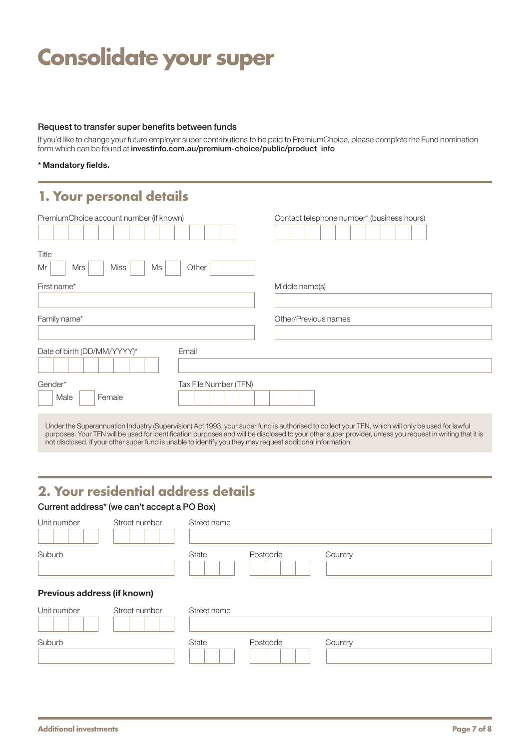# Consolidate your super

**Request to transfer super benefits between funds**

If you'd like to change your future employer super contributions to be paid to PremiumChoice, please complete the Fund nomination form which can be found at **investinfo.com.au/premium-choice/public/product_info**

**\* Mandatory fields.**

## 1. Your personal details

PremiumChoice account number (if known)

Contact telephone number* (business hours)

Title

Mr ☐ Mrs ☐ Miss ☐ Ms ☐ Other

First name*

Middle name(s)

Family name*

Other/Previous names

Date of birth (DD/MM/YYYY)*

Email

Gender*

☐ Male ☐ Female

Tax File Number (TFN)

Under the Superannuation Industry (Supervision) Act 1993, your super fund is authorised to collect your TFN, which will only be used for lawful purposes. Your TFN will be used for identification purposes and will be disclosed to your other super provider, unless you request in writing that it is not disclosed. If your other super fund is unable to identify you they may request additional information.

## 2. Your residential address details

**Current address* (we can't accept a PO Box)**

Unit number

Street number

Street name

Suburb

State

Postcode

Country

**Previous address (if known)**

Unit number

Street number

Street name

Suburb

State

Postcode

Country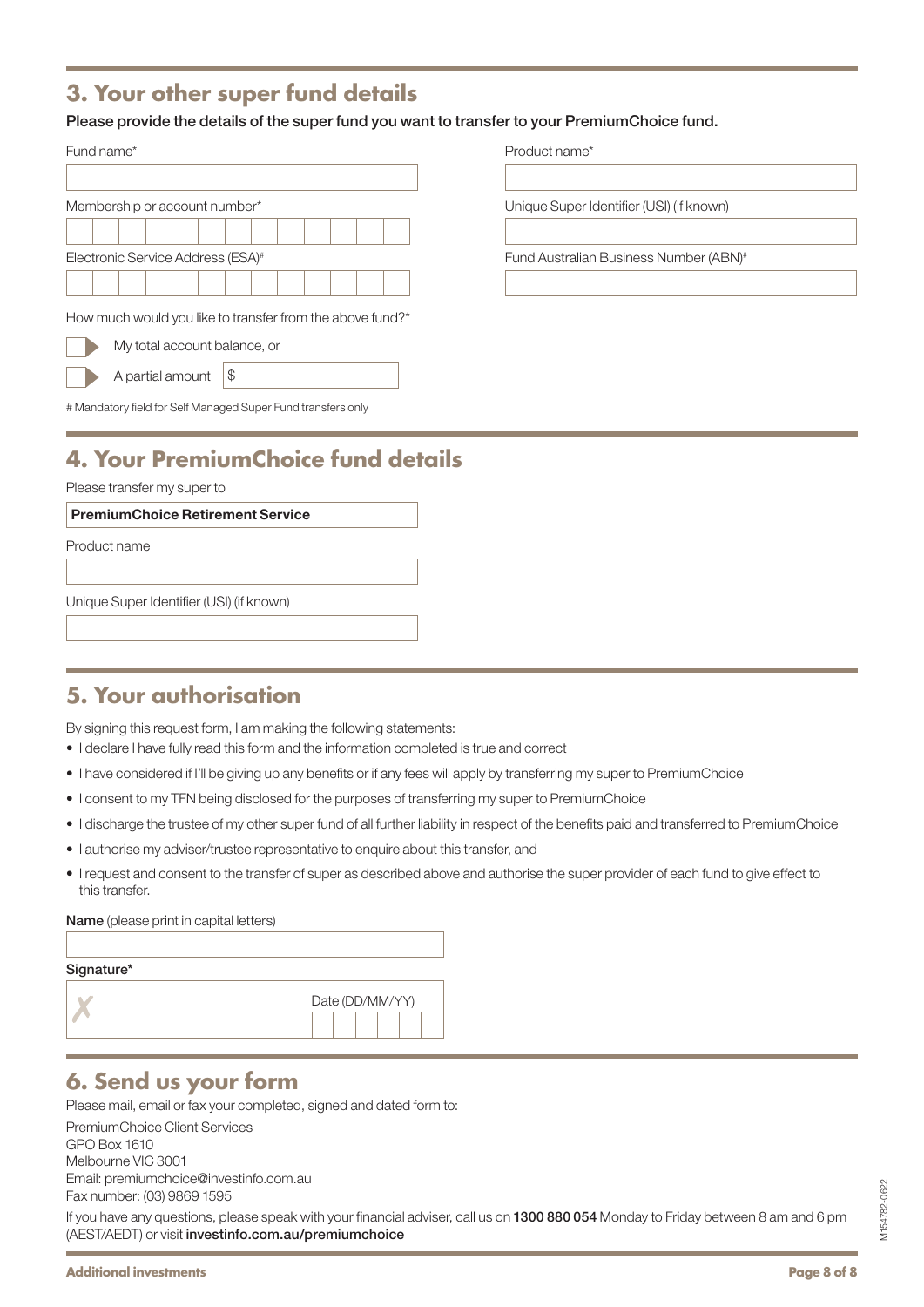## 3. Your other super fund details

**Please provide the details of the super fund you want to transfer to your PremiumChoice fund.**

Fund name*

Membership or account number*

Electronic Service Address (ESA)#

Product name*

Unique Super Identifier (USI) (if known)

Fund Australian Business Number (ABN)#

How much would you like to transfer from the above fund?*

- My total account balance, or
- A partial amount $

# Mandatory field for Self Managed Super Fund transfers only

## 4. Your PremiumChoice fund details

Please transfer my super to

**PremiumChoice Retirement Service**

Product name

Unique Super Identifier (USI) (if known)

## 5. Your authorisation

By signing this request form, I am making the following statements:

- I declare I have fully read this form and the information completed is true and correct
- I have considered if I'll be giving up any benefits or if any fees will apply by transferring my super to PremiumChoice
- I consent to my TFN being disclosed for the purposes of transferring my super to PremiumChoice
- I discharge the trustee of my other super fund of all further liability in respect of the benefits paid and transferred to PremiumChoice
- I authorise my adviser/trustee representative to enquire about this transfer, and
- I request and consent to the transfer of super as described above and authorise the super provider of each fund to give effect to this transfer.

**Name** (please print in capital letters)

**Signature***

Date (DD/MM/YY)

## 6. Send us your form

Please mail, email or fax your completed, signed and dated form to:

PremiumChoice Client Services
GPO Box 1610
Melbourne VIC 3001
Email: premiumchoice@investinfo.com.au
Fax number: (03) 9869 1595

If you have any questions, please speak with your financial adviser, call us on **1300 880 054** Monday to Friday between 8 am and 6 pm (AEST/AEDT) or visit **investinfo.com.au/premiumchoice**

M154782-0622